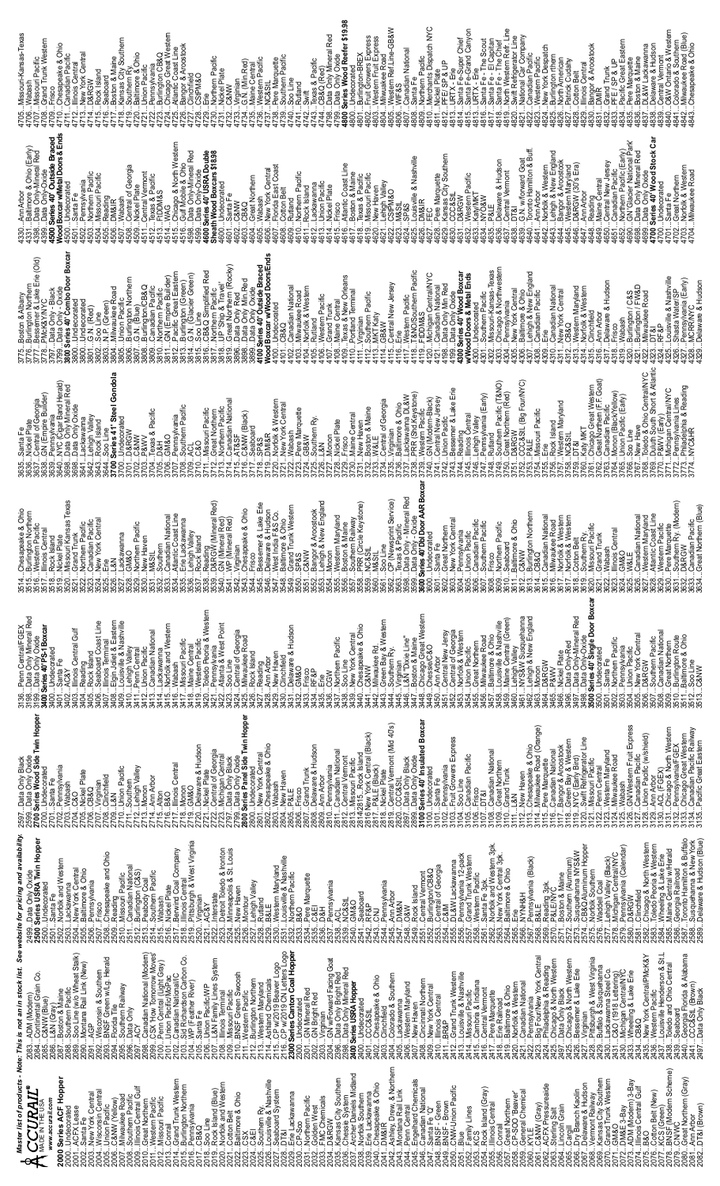*Master list of products - Note: This is not an in stock list. See website for pricing and availability.*

**ACCURAIL®**
MADE IN THE USA
www.accurail.com

**2000 Series ACF Hopper**
2000...Undecorated
2001...Southern Pacific
2002...Chicago & North Western
2003...New York Central
2004...Western Pacific
2005...Union Pacific
2006...C&NW (Yellow)
2007...Southern Pacific
2008...Great Northern
2009...Wabash
2010...Illinois Central Gulf
2011...Western Pacific
2012...Missouri Pacific
2013...Conrail
2014...Grand Trunk Western
2015...Burlington Northern
2016...Pennsylvania
2017...Santa Fe
2018...Soo Line
2019...Rock Island (Blue)
2020...Norfolk and Western
2021...Missouri Pacific
2022...Baltimore & Ohio
2023...CSX
2024...Union Pacific
2025...Southern Ry.
2026...Louisville & Nashville
2027...Seaboard Coast Line
2028...CP w/1970 CN Letters Logo
2029...Erie Lackawanna
2030...Rio Grande
2031...Northern Pacific
2032...Golden West
2033...PPG Chemicals
2034...GN Bright Red
2035...Kansas City Southern
2036...Chessie System
2037...Dakota Minnesota & Eastern
2038...Norfolk Southern
2039...Erie Lackawanna
2040...Chesapeake & Ohio
2041...DM&IR
2042...Ashley, Drew, & Northern
2043...Montana Rail Link
2044...Western Pacific
2045...Engelhard Chemicals
2046...Canadian National
2047...Burlington Northern
2048...BNSF - Green
2049...BNSF - Brown
2050...BNSF-Union Pacific
2051...Blue
2052...Family Lines
2053...Lehigh Valley
2054...Rock Island (Gray)
2055...Canadian Pacific
2056...Conrail
2057...Burlington Northern
2058...CP-SOO 'Beaver'
2059...General Chemical
2060...Pennsylvania
2061...C&NW (Gray)
2062...ACFX Pressureaide
2063...Lincoln Grain
2064...Cargill
2065...Cargill
2066...Vermont Railway
2067...Dry Branch Kaolin
2068...Vermont Railway
2069...Kansas City Southern
2070...Lackawanna
2071...GM&O
2072...DM&E 3-Bay
2073...Wheeling & Lake Erie
2074...Illinois Central Gulf
2075...B&O
2076...Cotton Belt (New)
2077...KCS (Green)
2078...BNSF (Modern Scheme)
2079...CN/WC
2080...Great Northern (Gray)
2081...Ann Arbor
2082...DT&I (Blue)
2083...ADM (Modern)
2084...Continental Grain Co.
2085...C&NW (Blue)
2086...L&N (Gray)
2087...Boston & Maine
2088...Southern Pacific
2089...Soo Line (Wheat Stalk)
2090...Montana Rail Link (New)
2091...AGP
2092...Wisconsin & Southern
2093...Southern Railway
2094...Data Only
2095...Florida Tile
2096...Burlington Northern
2097...ACY
2098...Canadian National (Modern)
2099...CSX (Tomorrow Moves)
2100...Penn Central (Light Gray)
2101...Union Pacific/MoPac
2102...Canadian National/IC
2103...Sid Richardson Carbon Co.
2104...WP (Feather River)
2105...Santa Fe
2106...Union Pacific/WP
2107...L&N Family Lines System
2108...Illinois Terminal
2109...Missouri Pacific
2110...BNSF Green Swoosh
2111...Western Maryland
2112...Burlington Northern
2113...Great Northern
2115...Louisville & Nashville
2116...Ashland Chemicals
2117...CP w/1970 CN Letters Logo
2118...Erie Lackawanna

**2300 Series Canton Coal Hopper**
2300...Undecorated
2301...Northern Pacific
2302...GN Bright Red
2303...Virginian
2304...Reading
2395...N&W
2396...Data Only Bright Red
2397...Data Only Mineral Red
2398...Data Only Oxide

**2400 Series USRA Hopper**
2400...Undecorated
2401...CCC&StL
2402...Chesapeake & Ohio
2403...Western Maryland
2404...Colorado & Southern
2405...Lackawanna
2406...Reading
2407...New Haven
2408...Cincinnati Northern
2409...Missouri Pacific
2410...Illinois Central
2411...BR&P
2412...Grand Trunk Western
2413...Louisville & Nashville
2414...Missouri Pacific
2415...Chicago & Indiana
2416...Central Vermont
2417...Pere Marquette
2418...Erie Railroad
2419...Baltimore & Ohio
2420...Norfolk & Western
2421...Canadian National
2422...Big Four/New York Central
2423...Philadelphia & Reading
2424...Chicago Great Western
2425...Chicago & North Western
2426...Bessemer & Lake Erie
2427...Elgin Joliet & Eastern
2428...Pittsburgh & West Virginia
2429...Buffalo & Susquehanna
2430...Lake Erie & Western
2431...C&O (1918 Lettering)
2432...Michigan Central/NYC
2433...Chicago Great Western
2434...C&O
2435...New York Central/PMcK&Y
2436...Chicago & North Western
2437...Reading
2438...Louisville Henderson & St.L
2439...Seaboard
2440...Central of Georgia
2441...CCC&StL (Brown)
2497...DT&I (Brown)
2498...Data Only Mineral Red
2499...Data Only Oxide

**2500 Series USRA Twin Hopper**
2500...Undecorated
2501...Santa Fe
2502...Norfolk and Western
2503...Lackawanna
2504...New York Central
2505...Baltimore & Ohio
2506...Pennsylvania
2507...Virginian
2508...Chesapeake and Ohio
2509...Reading
2510...Missouri Pacific
2511...Canadian National
2512...Burlington (C&S)
2513...Peabody Coal
2514...Union Pacific
2515...Wabash
2516...Nickel Plate
2517...Pennsylvania Coal Company
2518...Illinois Central
2519...Pittsburgh & West Virginia
2520...Delaware & Hudson
2521...AC&Y
2522...Interstate
2523...Detroit Toledo & Ironton
2524...Minneapolis & St. Louis
2525...New Haven
2526...Montour
2527...Lehigh Valley
2528...Rutland
2529...B&LE
2530...Western Maryland
2531...Louisville & Nashville
2532...Northern Pacific
2533...Frisco
2534...Pere Marquette
2535...C&EI
2536...Lehigh Valley
2537...Pennsylvania
2538...ACL
2539...NC&StL
2540...GM&O
2541...Seaboard
2542...RF&P
2543...Erie
2544...Pennsylvania
2545...Ann Arbor
2546...D&H
2547...D&M
2548...D&W
2549...Rock Island
2550...Central Vermont
2551...Santa Fe
2552...Canadian Pacific
2553...Central of Georgia
2554...DL&W
2555...Pennsylvania 12-pack
2556...Grand Trunk Western
2557...Western Pacific
2558...Nickel Plate
2559...Santa Fe 3pk
2560...Norfolk and Western 3pk
2562...New York Central 3pk
2563...Baltimore & Ohio
2564...Erie
2565...NYNH&H
2566...Pennsylvania (Black)
2567...Reading 3pk
2568...B&LE
2569...Burlington
2570...Boston & Maine
2571...Southern (Aluminum)
2572...Susquehanna NYS&W
2573...Western Maryland
2574...Norfolk Southern
2575...Waddell Coal
2576...Michigan Central (Black)
2577...Michigan Central (Calendar)
2578...Pennsylvania (Calendar)
2579...Clinchfield
2580...Chicago & North Western
2581...Toledo Peoria & Western
2583...Maine Central w/Herald
2584...Georgia Railroad
2585...Atlanta & Alabama
2586...Buffalo, Rochester & Pittsburgh
2587...Susquehanna & New York
2588...Delaware & Hudson (New York)
2597...Data Only Black
2599...Data Only Oxide

**2700 Series Wood Side Twin Hopper**
2700...Undecorated
2701...Santa Fe
2702...Pennsylvania
2703...Wabash
2704...C&EI
2705...Nickel Plate
2706...CB&Q
2707...Virginian
2708...Clinchfield
2709...L&N
2710...Union Pacific
2711...Southern
2712...Lehigh Valley
2713...Monon
2714...Ann Arbor
2715...Alton
2716...B&O
2717...Illinois Central
2718...Monon
2719...GM&O
2720...Delaware & Hudson
2721...Nickel Plate
2722...Central of Georgia
2723...Michigan Central
2724...Lehigh & New England
2797...Data Only Black
2799...Data Only Oxide

**2800 Series Panel Side Twin Hopper**
2800...Undecorated
2801...New York Central
2802...Chesapeake & Ohio
2803...Union Pacific
2804...New Haven
2805...P&LE
2806...Frisco
2807...Grand Trunk
2808...Delaware & Hudson
2809...Ann Arbor
2810...Erie
2811...Central Vermont
2812...Missouri Pacific
2813...Canadian National
2814/2815...Rock Island
2816...New York Central (Black)
2817...Nickel Plate
2819...Central Vermont (Mid 40's)
2820...CB&Q
2897...Data Only Black
2899...Data Only Oxide

**3100 Series 40' Insulated Boxcar**
3100...Undecorated
3101...Central Vermont
3102...Pennsylvania
3103...Fruit Growers Express
3104...Soo Line
3105...Canadian Pacific
3106...Western Pacific
3107...DT&I
3108...Canadian National
3109...Great Northern
3110...Grand Trunk
3111...L&N
3112...New Haven
3113...Milwaukee Road (Orange)
3114...Pere Marquette
3115...Bangor & Aroostook
3116...Green Bay & Western
3117...Green Bay & Western
3118...Great Northern
3119...Swift Refrigerator Line
3120...Missouri Pacific
3121...Penn Central
3122...Western Maryland
3123...Milwaukee Road
3124...Wabash
3125...Northwestern Fruit Express
3126...Canadian Pacific
3127...Chicago & North Western
3128...Union Pacific (w/shield)
3129...Chicago & North Western
3130...ACL (FGEX)
3131...Chicago & North Western
3132...Pennsylvania/FGEX
3133...Canadian Pacific Railway
3134...Pacific Fruit Express
3135...Pacific Eastern
3136...Penn Central/FGEX
3198...Data Only Mineral Red
3199...Data Only Oxide

**3400 Series Steel Boxcar**
3400...Undecorated
3401...Santa Fe
3402...Illinois Central Gulf
3403...Reading
3404...Rock Island
3406...Virginian
3407...Seaboard Coast Line
3408...Illinois Terminal
3409...Elgin Joliet & Eastern
3410...Louisville & Nashville
3411...Penn Central
3412...Union Pacific
3413...Canadian National
3414...Lackawanna
3415...Norfolk and Western
3416...Missouri Pacific
3417...Maine Central
3418...Atlanta & West Point
3419...Toledo Peoria & Western
3421...Pennsylvania
3422...Atlanta & West Point
3423...Soo Line
3424...Central of Georgia
3425...Milwaukee Road
3427...Reading
3428...Ann Arbor
3429...RF&P
3430...Frisco
3431...Soo Line
3432...Delaware & Hudson
3433...Clinchfield
3435...Pennsylvania
3436...CGW
3437...Northern Pacific
3438...Soo Line
3439...Missouri Pacific
3440...Chesapeake & Ohio
3441...Pennsylvania
3442...Milwaukee Rd
3443...Green Bay & Western
3444...Southern Ry.
3445...L&N "Dixie Line"
3446...Boston & Maine
3447...Chicago Great Western
3448...Ann Arbor
3449...Central New Jersey
3451...Central of Georgia
3452...Norfolk & Western
3453...Union Pacific
3454...Southern Pacific
3455...Milwaukee Road
3456...Baltimore & Ohio
3457...Louisville & Nashville
3458...Maine Central (Green)
3459...Lehigh Valley
3460...NYS&W Susquehanna
3461...NY & New England
3462...D&RGW
3463...Nickel Plate
3464...Data Only-Red
3465...Data Only-Oxide
3514...Chesapeake & Ohio
3515...Burlington Northern
3516...Western Pacific
3518...Rock Island
3519...Missouri Kansas Texas
3522...Northern Pacific
3523...Canadian Pacific
3524...Lehigh Valley
3526...L&N
3527...Lackawanna
3528...Northern Pacific
3530...Southern
3531...Canadian National
3532...Atlantic Coast Line
3533...Erie Lackawanna
3534...Lehigh Valley
3536...Reading
3537...D&RGW (Mineral Red)
3538...DM&IR (Mineral Red)
3539...GM&O
3540...WP (Mineral Red)
3541...Virginian
3542...Chesapeake & Ohio
3544...Bessemer & Lake Erie
3545...Delaware & Hudson
3546...Baltimore & Ohio
3547...Lehigh & New England
3548...Grand Trunk Western
3550...CGW
3551...Bangor & Aroostook
3553...Western Maryland
3554...Boston & Maine
3556...Western Maryland
3557...Boston & Maine
3558...PRR (Circle Keystone)
3559...NC&StL
3560...Soo Line
3561...C&NW
3562...CP (Newsprint Service)
3564...Data Only-Mineral Red
3565...Data Only-Oxide

**3600 Series 40' Dbl Door AAR Boxcar**
3600...Undecorated
3601...Santa Fe
3602...Great Northern
3604...Pennsylvania
3605...Union Pacific
3606...Southern Pacific
3608...Frisco
3609...Northern Pacific
3610...Baltimore & Ohio
3611...C&NW
3612...Burlington Northern
3613...CB&Q
3614...Canadian National
3615...Great Northern
3616...Norfolk & Western
3618...Southern Ry.
3619...Missouri Pacific
3620...Grand Trunk
3621...Santa Fe
3622...Illinois Central
3624...GM&O
3626...Canadian National
3627...Western Maryland
3629...Western Pacific
3630...Pere Marquette
3631...Southern Ry. (Modern)
3633...Canadian Pacific
3634...Great Northern (Blue)
3635...Santa Fe
3636...Nickel Plate
3637...Central of Georgia
3638...Data Only Black
3639...Pennsylvania
3640...NYC (Cigar Band Herald)
3642...Lackawanna
3643...Lehigh Valley
3644...Soo Line

**3700 Series 41' Steel Gondola**
3700...Undecorated
3701...D&RGW
3702...C&NW
3704...Pennsylvania
3705...D&H
3706...Southern Pacific
3709...ACL
3711...Missouri Pacific
3712...Great Northern
3713...Nickel Plate
3714...Canadian National
3715...C&NW (Black)
3716...Seaboard
3717...SP&S
3719...DM&IR
3720...Norfolk & Western
3721...New York Central
3722...Wabash
3723...Pere Marquette
3724...GB&W
3726...Lehigh Valley
3727...Monon
3728...Nickel Plate
3729...Missouri Pacific
3731...New Haven
3732...Boston & Maine
3734...Central of Georgia
3735...Virginian
3737...Lackawanna DL&W
3738...PRR (Shd Keystone)
3739...Western Pacific
3741...Central New Jersey
3742...Bessemer & Lake Erie
3743...Reading
3744...Illinois Central
3745...Union Pacific
3746...Missouri Pacific
3747...Pennsylvania (Early)
3748...Rutland
3749...Southern Pacific (T&NO)
3750...Great Northern (Red)
3751...D&RGW
3752...CCC&StL (Big Four/NYC)
3753...Baltimore & Ohio
3754...Missouri Pacific
3755...Erie
3756...Rock Island
3757...Western Maryland
3758...NC&StL
3759...Norfolk & Western
3760...Katy MKT
3761...Chicago Great Western
3764...Monon (Black/Yellow)
3767...New Haven
3768...Toledo & Ohio Central
3771...P&WV (Early)
3772...Michigan Central/NYC
3773...Pennsylvania Lines
3774...NYC&HR
3775...Boston & Albany
3776...Burlington Northern
3777...Bessemer & Lake Erie (Old)
3778...Data Only - Black
3779...Data Only - Oxide

**3800 Series 40' Combo Door Boxcar**
3800...Undecorated
3801...G.N. (Red)
3803...N.P. (Green)
3804...Milwaukee Road
3805...Union Pacific
3806...Burlington Northern
3807...G.N. (Blue)
3808...Burlington/CB&Q
3809...Northern Pacific
3810...Northern Pacific
3811...GN (Empire Builder)
3812...Pacific Great Eastern
3813...Burlington (Green)
3814...G.N. (Glacier Green)
3816...CB&Q Simplified Red
3817...Northern Pacific
3819...Great Northern (Rocky)
3820...Data Only Red
3821...Data Only Mineral Red
3899...Data Only Oxide

**4100 Series 40' Outside Braced Boxcar w/Wood Doors/Ends**
4100...Undecorated
4101...CB&Q
4102...Canadian National
4104...Norfolk & Western
4105...Rutland
4106...Northern Pacific
4107...Grand Trunk
4108...Maine Central
4109...Texas & New Orleans
4111...Virginian
4112...Southern Pacific
4113...MKT/Katy
4114...GB&W
4115...Central New Jersey
4117...Western Pacific
4118...T&NO/Southern Pacific
4120...Michigan Central/NYC
4121...Canadian National
4122...Data Only Min Red
4123...Data Only Oxide

**4300 Series 40' Wood Boxcar w/Wood Doors & Metal Ends**
4300...Undecorated
4301...Southern Pacific
4302...Missouri-Kansas-Texas
4303...Chicago & Northwestern
4304...Pennsylvania (Early)
4305...New York Central
4306...Baltimore & Ohio
4307...Central New England
4308...Canadian Pacific
4309...Erie
4310...Canadian National
4311...New York Central
4313...Norfolk & Western
4314...Clinchfield
4315...Frisco
4316...Ann Arbor
4319...Wabash
4320...Burlington / C&S
4321...Milwaukee Road
4324...RF&P
4325...Louisville & Nashville
4326...Shasta Water/SP
4327...Pennsylvania (Early)
4328...MCRR/NYC
4329...Delaware & Hudson
4330...Ann Arbor
4331...Baltimore & Ohio (Early)
4332...Data Only-Mineral Red
4333...Data Only-Oxide

**4500 Series 40' Outside Braced Boxcar w/Metal Doors & Ends**
4500...Undecorated
4501...Northern Pacific
4502...Pennsylvania
4503...Northern Pacific
4504...Reading
4506...DM&IR
4508...Central of Georgia
4509...Nickel Plate
4510...Central Vermont
4511...Northern Pacific
4512...Pennsylvania
4515...Chicago & North Western
4516...Gulf Mobile & Ohio
4598...Data Only Mineral Red
4599...Data Only Oxide

**4600 Series 40' USRA Double Sheath Wood Boxcars $18.98**
4600...Undecorated
4601...Santa Fe
4602...C&NW
4603...CB&Q
4604...Great Northern
4605...Wabash
4606...New York Central
4607...Florida East Coast
4608...Cotton Belt
4609...Rutland
4610...Northern Pacific
4611...Rock Island
4612...Lackawanna
4613...Union Pacific
4614...Western Pacific
4615...Grand Trunk
4616...Frisco
4618...Atlantic Coast Line
4619...Texas & Pacific
4620...Missouri Pacific
4621...MKT/Katy
4622...Lehigh Valley
4623...SP&S
4624...Louisville & Nashville
4625...DM&IR
4628...Pere Marquette
4629...Kansas City Southern
4630...Erie
4631...D&RGW
4634...NYO&W
4635...P&LE
4636...Delaware & Hudson
4637...Central Vermont
4638...DT&I
4639...G.N. w/Goat
4641...Ann Arbor
4642...Canadian National
4644...Bangor & Aroostook
4645...Western Maryland
4646...D&RGW (30's Era)
4647...Ann Arbor
4648...Reading
4649...Maine Central
4650...Central New Jersey
4651...Canadian Pacific
4652...Northern Pacific (Early)
4696...Data Only Mineral Red
4698...Data Only Oxide

**4700 Series 40' Wood Stock Car**
4700...Undecorated
4701...Santa Fe
4702...Great Northern
4704...Milwaukee Road
4705...Missouri-Kansas-Texas
4706...Wabash
4707...Missouri Pacific
4709...Frisco
4710...Chesapeake & Ohio
4711...Canadian Pacific
4712...New York Central
4714...D&RGW
4715...Rock Island
4716...Seaboard
4717...Boston & Maine
4718...Kansas City Southern
4719...Southern Ry.
4720...Baltimore & Ohio
4721...Union Pacific
4722...Pennsylvania
4723...Burlington CB&Q
4724...Chicago Great Western
4725...Chicago & North Western
4726...Bangor & Aroostook
4727...Clinchfield
4728...CStPM&O
4729...Erie
4730...Northern Pacific
4731...Nickel Plate
4732...C&NW
4733...Virginian
4734...C.N. (Min Red)
4735...Maine Central
4736...Western Pacific
4737...NC&StL
4738...Pere Marquette
4739...Southern Pacific
4740...Soo Line
4741...Milwaukee
4742...Swift
4743...Texas & Pacific
4744...CB&Q (Red)
4798...Data Only Mineral Red
4799...Data Only Oxide

**4800 Series 40' Wood Reefer $19.98**
4800...Undecorated
4801...Burlington-BREX
4802...Fruit Growers Express
4803...Western Fruit Express
4804...Milwaukee Road
4805...Western Ref Line-GB&W
4807...Canadian National
4808...Santa Fe
4809...Northern Pacific
4810...Merchants Dispatch NYC
4811...Nickel Plate
4812...PFE/SP & UP
4813...FRTX - Erie
4814...Santa Fe-Super Chief
4815...Santa Fe-Grand Canyon
4816...Santa Fe - The Scout
4817...Santa Fe - El Capitan
4818...Santa Fe - The Chief
4819...North Western Refr. Line
4820...Swift Refrigerator Line
4821...National Car Company
4822...Canadian Pacific
4823...Western Pacific
4824...New York Despatch
4825...Burlington Northern
4826...North American
4827...Patrick Cudahy
4828...Cotton Belt
4829...Illinois Central
4830...Bangor & Aroostook
4831...DMIR
4832...Grand Trunk
4833...PFE / SP & UP
4834...Pacific Great Eastern
4835...Pere Marquette
4836...Boston & Maine
4837...DL&W Lackawanna
4838...Soo Line
4839...Central Vermont
4840...O&W Ontario & Western
4841...Colorado & Southern
4842...Milwaukee Road (Yellow)
4843...Chesapeake & Ohio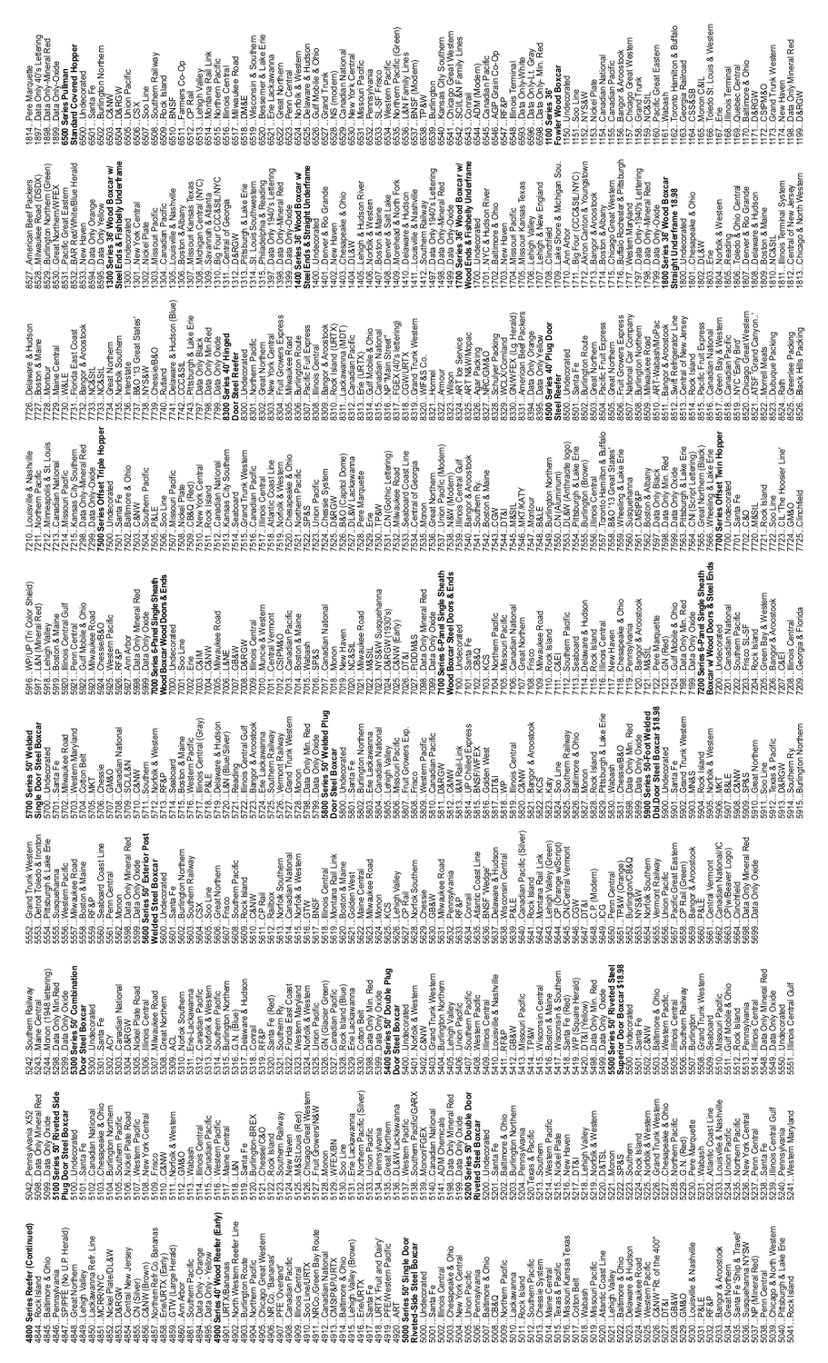**4800 Series Reefer (Continued)**
4843...Baltimore & Ohio
4845...Pennsylvania
4846...SFRD (No U.P. Herald)
4847...Lehigh Valley
4849...Lackawanna Refr. Line
4850...NYC/MDT
4851...Chesapeake & Ohio
4852...Nickel Plate/DL&W
4853...D&RGW
4854...Central of New Jersey
4855...CN (Silver)
4856...C&NW (Brown)
4857...Northern Pacific Bananas
4858...Erie/URTX (Early)
4859...GTW (Large Herald)
4860...Ann Arbor
4861...Pennsylvania
4894...Data Only - Orange
4895...Data Only - Yellow
**4900 Series 40' Wood Reefer (Early)**
4901...GARX
4902...North Western Reefer Line
4903...Burlington Route
4904...Western Fruit Express
4905...Chicago Great Western
4906...NRC/Bananas
4907...NYC/MDT
4908...Union Pacific
4909...Illinois Central
4910...Soo Line/URTX
4911...Milwaukee Road
4912...Canadian National
4913...CMStP&P/URTX
4914...Baltimore & Ohio
4915...Lehigh Valley (Brown)
4916...Erie/URTX
4917...Santa Fe
4918...URTX "Fruit and Dairy"
4919...PFE/Western Pacific
4920...ART
**5000 Series 40' Single Door Riveted-Side Steel Boxcar**
5000...Undecorated
5001...Chesapeake & Ohio
5002...Illinois Central
5003...Chesapeake & Ohio
5004...New York Central
5005...Pennsylvania
5006...Pennsylvania
5007...Baltimore & Ohio
5008...C&O
5009...Northern Pacific
5010...Lackawanna
5011...Rock Island
5012...Southern Pacific
5013...Chessie System
5014...Maine Central
5015...Missouri Kansas Texas
5016...Western Pacific
5017...Cotton Belt
5018...Wabash
5019...Missouri Pacific
5020...Atlantic Coast Line
5021...Lehigh Valley
5022...Baltimore & Ohio
5023...Delaware & Hudson
5024...Milwaukee Road
5025...Great Northern
5026...C&NW "Rt. of the 400"
5027...DT&I
5028...C&NW
5029...GM&O
5030...Louisville & Nashville
5031...P&LE
5032...RF&P
5033...Bangor & Aroostook
5034...Great Northern
5035...Chicago Great Western
5036...Susquehanna NYSW
5037...NP (Mineral Red)
5038...Erie (Mineral Red)
5039...Chicago & North Western
5040...Pittsburgh & Lake Erie
5041...Rock Island
5042...Pennsylvania X52
5043...Data Only Mineral Red
5044...Data Only Oxide
5099...Data Only Oxide
**5100 Series 50' Riveted Side Plug Door Steel Boxcar**
5100...Undecorated
5101...Santa Fe
5102...Canadian National
5103...Baltimore & Ohio
5104...Burlington Northern
5105...Southern Pacific
5106...Penn Central
5107...Western Pacific
5108...New York Central
5109...Frisco
5110...Norfolk & Western
5111...GM&O
5112...Chesapeake & Ohio
5113...Western Pacific
5114...Illinois Central
5115...Canadian Pacific
5116...Western Pacific
5117...Burlington Northern
5118...L&N
5119...Santa Fe
5120...Chessie/BREX
5121...Chessie/C&O
5122...Rock Island
5123...Milwaukee Road
5124...New Haven
5125...M&StL/Louis (Red)
5126...Fruit Growers/N&W
5127...Chicago Great Western
5128...Monon
5129...WFEX/BN
5130...Santa Fe
5131...Erie Lackawanna
5132...Northern Pacific (Silver)
5133...Western Pacific
5134...Penn Central
5135...Great Northern
5136...DL&W Lackawanna
5137...Rock Island
5138...Southern/GARX
5139...Monon/FGEX
5140...Milwaukee Road
5141...ADM Chemicals
5198...Data Only Min. Red
5199...Data Only Oxide
**5200 Series 50' Double Door Riveted Steel Boxcar**
5200...Undecorated
5201...Baltimore & Ohio
5202...Burlington Northern
5203...Pennsylvania
5204...Texas & Pacific
5205...Western Pacific
5206...Southern
5207...Western Pacific
5208...New Haven
5209...Norfolk & Western
5210...Lehigh Valley
5211...Southern Pacific
5212...Western Pacific
5213...Southern
5214...Western Pacific
5215...Grand Trunk Western
5216...Rock Island
5217...DT&I
5218...Lehigh Valley
5219...Norfolk & Western
5220...D&TSL
5221...SP&S
5222...Wabash
5223...Southern
5224...Rock Island
5225...Grand Trunk Western
5226...Southern Pacific
5227...Chesapeake & Ohio
5228...Erie
5229...G.N. (Red)
5230...Pere Marquette
5231...Wabash
5232...Seaboard Coast Line
5233...Louisville & Nashville
5234...Union Pacific
5235...Southern Pacific
5236...New York Central
5237...Penn Central
5238...Illinois Central
5239...Illinois Central Gulf
5240...Pennsylvania
5241...Western Maryland
5242...Southern Railway
5243...Monon (1948 lettering)
5298...Data Only Min. Red
5299...Data Only Oxide
**5300 Series 50' Combination Door Steel Boxcar**
5300...Undecorated
5301...Canadian National
5302...ACY
5303...Canadian National
5304...Great Northern
5305...Nickel Plate Road
5306...Illinois Central
5307...Milwaukee Road
5308...ACL
5309...Norfolk Southern
5310...Norfolk & Western
5311...Southern Pacific
5312...Florida East Coast
5313...Norfolk & Western
5314...Southern Pacific
5315...Canadian Pacific
5316...G.N. (Blue)
5317...Delaware & Hudson
5318...Santa Fe
5319...RF&P
5320...Santa Fe (Red)
5321...Santa Fe (Blue)
5322...Rock Island
5323...Western Maryland
5324...Erie Lackawanna
5325...Norfolk Southern
5326...GN (Glacier Green)
5327...Canadian Pacific
5328...Santa Fe
5329...Erie Lackawanna
5330...Cotton Belt
5331...Louisville & Nashville
5332...Data Only Min. Red
5398...Data Only Oxide
5399...Data Only Oxide
**5400 Series 50' Double Plug Door Steel Boxcar**
5400...Undecorated
5401...Norfolk & Western
5402...C&NW
5403...Grand Trunk Western
5404...Burlington Northern
5405...Lehigh Valley
5406...Union Pacific
5407...Santa Fe
5408...Western Pacific
5409...Illinois Central
5410...Missouri Pacific
5411...RF&P
5412...GB&W
5413...TP&W
5414...Wisconsin Central
5415...Boston & Maine
5416...Chicago Great Western
5417...WP (Square Herald)
5418...DT&I (Yellow)
5419...Data Only Min. Red
5498...Data Only Oxide
5499...Data Only Oxide
**5500 Series 50' Riveted Steel Superior Door Boxcar $18.98**
5500...Undecorated
5501...Santa Fe
5502...Norfolk & Western
5503...Baltimore & Ohio
5504...Western Pacific
5505...Norfolk Southern
5506...Southern Railway
5507...Burlington
5508...Grand Trunk Western
5509...Illinois Central
5510...Missouri Pacific
5511...Gulf Mobile & Ohio
5512...Baltimore & Ohio
5513...Pennsylvania
5514...Illinois Central
5515...Data Only Mineral Red
5516...Data Only Oxide
5550...Undecorated
5551...Illinois Central Gulf
5552...Grand Trunk Western
5553...Atlantic Coast & Lake Erie
5554...Western Pacific
5555...Susquehanna
5556...Milwaukee Road
5557...Boston & Maine
5558...RF&P
5559...Seaboard Coast Line
5560...Penn Central
5561...Penn Central
5562...Monon
5598...Data Only Mineral Red
5599...Data Only Oxide
**5600 Series 50' Exterior Post Welded Steel Boxcar**
5600...Undecorated
5601...Santa Fe
5602...Burlington Northern
5603...Southern Railway
5604...Norfolk & Western
5605...Soo Line
5606...Great Northern
5607...Frisco
5608...Southern Pacific
5609...Rock Island
5610...SP&S
5611...CP Rail
5612...Railbox
5613...Seaboard System
5614...Canadian National
5615...Union Pacific
5616...Norfolk & Western
5617...BNSF
5618...Burlington Northern
5619...Montana Rail Link
5620...Maine Central
5621...Golden West
5622...Maine Central
5623...Milwaukee Road
5624...KCS
5625...Lehigh Valley
5626...Union Pacific
5627...Norfolk Southern
5628...Chessie
5629...Chessie
5630...Seaboard
5631...Delaware & Hudson
5632...Norfolk Southern
5633...Soo Line
5634...P&LE
5635...Missouri Pacific
5636...Union Pacific (Silver)
5637...Lehigh Valley (Green)
5638...GM&O (w/Script)
5639...Central Vermont
5640...P&LE
5641...Lehigh Valley (Green)
5642...Montana Rail Link
5643...Norfolk Southern
5644...CN/Central Vermont
5645...CGW
5646...DT&I
5647...C.P. (Modern)
5648...Norfolk Southern
5649...CG
5650...TP&W (Orange)
5651...NYS&W
5652...Western Maryland
5653...Union Pacific
5654...Burlington Northern
5655...CP Rail (Green)
5656...Seaboard Coast Line
5657...Bangor & Aroostook
5658...Milwaukee Road
5659...Central Vermont
5660...Canadian Pacific
5661...Canadian National
5662...Canadian Pacific
5663...CP/Wisconsin/Beaver Logo
5664...Rock Island
5665...Burlington Northern
5698...Data Only Mineral Red
5699...Data Only Oxide
**5700 Series 50' Welded Single Door Steel Boxcar**
5700...Undecorated
5701...Santa Fe
5702...Western Maryland
5703...Milwaukee Road
5704...Cotton Belt
5705...MKT
5706...GM&O
5707...Canadian National
5708...CN
5709...C&NW
5710...C&NW
5711...Southern
5712...Norfolk & Western
5713...C&NW
5714...Seaboard
5715...Boston & Maine
5716...Erie Lackawanna
5717...Illinois Central (Gray)
5718...P&LE
5719...Delaware & Hudson
5720...Reading
5721...Reading
5722...Illinois Central Gulf
5723...Bangor & Aroostook
5724...Erie Lackawanna
5725...Railbox
5726...Southern Railway
5727...Grand Trunk Western
5728...Monon
5729...Canadian National
5798...Data Only Min. Red
5799...Data Only Oxide
**5800 Series 50' Welded Plug Door Steel Boxcar**
5800...Undecorated
5801...Burlington Northern
5802...Erie Lackawanna
5803...Canadian National
5804...Lehigh Valley
5805...Missouri Pacific
5806...Fruit Growers Exp.
5807...Soo Line
5808...Frisco
5809...Western Pacific
5810...Southern Pacific
5811...Rock Island
5812...C&NW
5813...Penn Central
5814...UP/Rail-Link
5815...Reading
5816...BNSF/WFEX
5817...Golden West
5818...D&RGW
5819...Illinois Central
5820...Norfolk & Western
5821...Bangor & Aroostook
5822...Katy
5823...Soo Line
5824...D&RGW
5825...Southern Railway
5826...Baltimore & Ohio
5827...Baltimore & Ohio
5828...Rock Island
5829...Pittsburgh & Lake Erie
5830...Wabash
5831...Burlington/CB&Q
5898...Data Only Min. Red
5899...Data Only Oxide
**5900 Series 50' Welded Dbl.Door Steel Boxcar $18.98**
5900...Undecorated
5901...Grand Trunk Western
5902...Norfolk & Western
5903...MN&S
5904...Nickel Plate
5905...Rock Island
5906...KCS
5907...MKT
5908...B&LE
5909...Great Northern
5910...SP&S
5911...Texas & Pacific
5912...D&RGW
5913...Southern Ry.
5914...Burlington Northern
5915...WP/UP (Tri Color Shield)
5916...Data Only Mineral Red
5917...Lehigh Valley
5918...Boston & Maine
5919...Illinois Central Gulf
5920...Penn Central
5921...Gulf Mobile & Ohio
5922...Milwaukee Road
5923...Missouri Pacific
5924...Western Pacific
5925...RF&P
5926...Seaboard
5927...Data Only Mineral Red
5998...Data Only Oxide
5999...Data Only Oxide
**7000 Series 6-Panel Single Sheath Wood Boxcar Wood Doors & Ends**
7000...Undecorated
7001...Soo Line
7002...C&NW
7003...C&IM
7004...C&NW
7005...Milwaukee Road
7006...GB&W
7007...D&RGW
7008...Muncie & Western
7009...Central Vermont
7010...Canadian National
7011...GM&O
7012...Canadian Pacific
7013...Boston & Maine
7014...Canadian National
7015...Wabash
7016...SP&S
7017...Milwaukee Road
7018...Monon
7019...NC&StL
7020...Canadian Pacific
7021...Milwaukee Road
7022...Rock Island
7023...NYS&W Susquehanna
7024...D&RGW (1930's)
7025...C&NW (Early)
7026...CN (Early)
7027...FGDX
7097...Data Only Mineral Red
7098...Data Only Oxide
7099...Data Only Oxide
**7100 Series 6-Panel Single Sheath Wood Boxcar Steel Doors & Ends**
7100...Undecorated
7101...Santa Fe
7102...CB&Q
7103...KCS
7104...Northern Pacific
7105...Missouri Pacific
7106...Canadian National
7107...Great Northern
7108...Frisco
7109...Milwaukee Road
7110...Rock Island
7111...Southern Pacific
7112...Seaboard
7113...Southern Pacific
7114...Delaware & Hudson
7115...Rock Island
7116...Illinois Central
7117...New Haven
7118...Chesapeake & Ohio
7119...Pennsylvania
7120...Bangor & Aroostook
7121...Baltimore & Ohio
7122...Pere Marquette
7123...GN (Red)
7124...GM&O
7125...Gulf Mobile & Ohio
7126...Santa Fe
7127...Pennsylvania
7128...Rock Island
7129...New Haven
7130...Erie/Lackawanna
7131...Gulf Mobile & Ohio
7198...Data Only Oxide
7199...Data Only Min. Red
**7200 Series 6-Panel Single Sheath Boxcar Wood Doors & Steel Ends**
7200...Undecorated
7201...Canadian National
7202...Southern Pacific
7203...Frisco SLSF
7204...Rock Island
7205...Great Northern
7206...Bangor & Aroostook
7207...C&EI
7208...Illinois Central
7209...Georgia & Florida
7210...Louisville & Nashville
7211...Baltimore & Ohio
7212...Minneapolis & St. Louis
7213...Canadian National
7214...Missouri Pacific
7215...Penn Central
7216...Boston & Maine
7217...Illinois Central
7218...Chicago & Eastern Illinois
7299...Data Only Oxide
7298...Data Only Mineral Red
**7500 Series 40' Offset Triple Hopper**
7500...Undecorated
7501...Santa Fe
7502...Chesapeake & Ohio
7503...C&NW
7504...Southern Pacific
7505...P&LE
7506...Soo Line
7507...Missouri Pacific
7508...Nickel Plate
7509...Canadian National
7510...New York Central
7511...Rock Island
7512...Western Pacific
7513...Seaboard
7514...Seaboard
7515...Grand Trunk Western
7516...Milwaukee Road
7517...Illinois Central
7518...Atlantic Coast Line
7519...CB&Q
7520...Chesapeake & Ohio
7521...Northern Pacific
7522...Pere Marquette
7523...P&LE
7524...Chessie System
7525...DL&W Lackawanna
7526...DL&W (Capitol Dome)
7527...Erie
7528...Southern Pacific
7529...Pere Marquette
7530...TP&W
7531...CN (Gothic Lettering)
7532...Milwaukee Road
7533...Soo Line
7534...Central of Georgia
7535...Monon
7536...Great Northern
7537...Union Pacific (Modern)
7538...N&W (Modern)
7539...Illinois Central Gulf
7540...Bangor & Aroostook
7541...Southern Ry.
7542...Boston & Maine
7543...CGW
7544...DT&I
7545...MS&L
7546...MKT/KATY
7547...Monon
7548...B&LE
7549...Burlington Northern
7550...Pittsburgh & Lake Erie
7551...L&N
7552...Burlington (Brown)
7553...DL&W (Anthracite logo)
7554...NYC "Great States"
7555...Burlington Route
7556...Illinois Central
7557...Toronto Hamilton & Buffalo
7558...NYC "Great States"
7559...Pittsburgh & Lake Erie
7560...Susquehanna
7561...CMStP&P
7562...Great Northern
7563...Pittsburgh & Lake Erie
7564...CNJ (Script Lettering)
7565...CN (Noodle)
7566...Central Railroad of New Jersey
7596...Data Only Black
7597...Data Only Min. Red
7598...Data Only Black
7599...Data Only Oxide
**7700 Series Offset Twin Hopper**
7700...Undecorated
7701...Santa Fe
7702...Lehigh Valley
7703...Rock Island
7704...CGW
7705...MKT
7706...Milwaukee Road
7707...B&O
7708...Soo Line
7709...Erie
7710...M&StL
7720...M&StL
7721...Rock Island
7722...Soo Line
7723...CIL "The Hoosier Line"
7724...GM&O
7725...Clinchfield
7726...Delaware & Hudson
7727...Boston & Maine
7728...Montour
7729...Maine Central
7730...Florida East Coast
7731...Norfolk & Western
7732...Bangor & Aroostook
7733...NC&StL
7734...Great Northern
7735...Norfolk Southern
7736...Interstate
7737...B&O "13 Great States"
7738...NYS&W
7739...Chessie/B&O
7740...Pittsburgh & Lake Erie
7741...Delaware & Hudson (Blue)
7742...CC&StL
7743...Duluth Missabe
7796...Data Only Black
7797...Data Only Min Red
7798...Data Only Oxide
7799...Data Only Oxide
**8300 Series 40' Hinged Door Steel Reefer**
8300...Undecorated
8301...Northern Pacific
8302...Great Northern
8303...New York Central
8304...Canadian Pacific
8305...Milwaukee Road
8306...Burlington Route
8307...Pacific Fruit Express
8308...Illinois Central
8309...Bangor & Aroostook
8310...Rock Island (URTX)
8311...Canadian Pacific
8312...Erie (URTX)
8313...Canadian National
8314...Santa Fe
8315...NP "Main Street"
8316...Pacific Fruit Express
8317...FGEX (40's lettering)
8318...Rutland RR
8319...Grand Trunk Western
8320...WFE&S Co.
8321...Hormel
8322...Armour
8323...Wilson
8324...ART Ice Service
8325...ART N&W/Mopac
8326...Agar Packing
8327...NRC/GM&O
8328...Schmidt
8329...WCLX/Cornland
8330...GN/WFEX (Lg. Herald)
8331...ART Mo Pac
8394...Data Only Yellow
8395...Data Only Yellow
**8500 Series 40' Plug Door Steel Reefer**
8500...Undecorated
8501...Santa Fe
8502...Burlington Route
8503...Great Northern
8504...Pacific Fruit Express
8505...Great Northern
8506...Fruit Growers Express
8507...National Car Company
8508...Burlington Northern
8509...Chesapeake & Ohio
8510...ART-Wabash/MoPac
8511...Bangor & Aroostook
8512...Gulf Mobile & Ohio
8513...Central of New Jersey
8514...Rock Island
8515...Pacific Fruit Express
8516...Canadian Pacific
8517...Green Bay & Western
8518...Canadian Pacific
8519...Burlington Route
8520...Chicago Great Western
8521...ATSF "Grand Canyon"
8522...Dubuque Packing
8523...Merchants Despatch
8524...Rath
8525...Greenlee Packing
8526...Black Hills Packing
8527...American Beef Packers
8528...BN/WFEX (Small Lettering)
8529...Burlington Northern (Green)
8530...Great Northern/WFEX
8531...Pacific Great Eastern
8532...Burlington Northern
8533...New Haven
8594...Data Only Orange
8595...Data Only Yellow
8596...Great Northern/White/Blue Herald
**1300 Series 36' Wood Boxcar w/ Steel Ends & Fishbelly Underframe**
1300...Undecorated
1301...New York Central
1302...Nickel Plate
1303...Missouri Pacific
1304...Missouri Kansas Texas
1305...Louisville & Nashville
1306...Boston & Albany
1307...Canadian Pacific
1308...Michigan Central (NYC)
1309...Savannah & Atlanta
1310...Big Four (CCC&StL/NYC)
1311...Data Only
1312...D&RGW
1313...Pittsburgh & Lake Erie
1314...Pittsburgh & Lake Erie
1397...Data Only 1940's Lettering
1398...Data Only Mineral Red
1399...Data Only Oxide
**1400 Series 36' Wood Boxcar w/ Steel Ends & Straight Underframe**
1400...Undecorated
1401...Denver & Rio Grande
1402...New Haven
1403...Canadian National
1404...DL&W
1405...Lehigh & Hudson River
1406...Western Maryland
1407...Boston & Maine
1408...Denver & Salt Lake
1409...Morehead & North Fork
1410...ACL/Fruit Express
1411...Chicago & Alton
1412...Southern Railway
1497...Data Only 40's Lettering
1498...Data Only Mineral Red
1499...Data Only Oxide
**1700 Series 36' Wood Boxcar w/ Wood Ends & Fishbelly Underframe**
1700...Undecorated
1701...NYC & Hudson River
1702...Baltimore & Ohio
1703...New Haven
1704...Missouri Pacific
1705...Missouri Kansas Texas
1706...Lehigh Valley
1707...Lehigh & New England
1708...Clinchfield
1709...Pere Marquette & Michigan Sou.
1710...Ann Arbor
1711...Big Four (CCC&StL/NYC)
1712...Akron Canton & Youngstown
1713...Bangor & Aroostook
1714...Boston & Albany
1715...Chicago Great Western
1716...Pittsburgh Shawmut & Northern
1717...Western Maryland
1797...Data Only-1940's Lettering
1798...Data Only Mineral Red
1799...Data Only Oxide
**1800 Series 36' Wood Boxcar Straight Underframe $18.98**
1800...Undecorated
1801...Chesapeake & Ohio
1802...D&LW
1803...Norfolk & Western
1804...Norfolk & Western
1805...Reading
1806...Quebec Central
1807...Denver & Rio Grande
1808...Delaware & Hudson
1809...Boston & Maine
1810...NC&StL
1811...Illinois Terminal System
1812...Central of New Jersey
1813...Chicago & North Western
1814...Pere Marquette
1897...Data Only-40's Lettering
1898...Data Only-Mineral Red
1899...Data Only-Oxide
**6500 Series Pullman Standard 40' Covered Hopper**
6500...Undecorated
6501...Santa Fe
6502...Burlington Northern
6503...C&NW
6504...D&RGW
6505...Union Pacific
6506...CSX
6507...Soo Line
6508...Southern Railway
6509...Rock Island
6510...BNSF
6511...Farmers Co-Op
6512...CP Rail
6513...Lehigh Valley
6514...Montana Rail Link
6515...Northern Pacific
6516...Illinois Central
6517...Milwaukee Road
6518...DM&E
6519...Wisconsin & Southern
6520...Bessemer & Lake Erie
6521...Erie Lackawanna
6522...Great Northern
6523...Penn Central
6524...Norfolk & Western
6525...Delaware & Hudson
6526...Gulf Mobile & Ohio
6527...Grand Trunk
6528...NS (modern)
6529...Canadian National
6530...New York Central
6531...Missouri Pacific
6532...Pennsylvania
6533...SLSF Frisco
6534...Western Pacific
6535...Northern Pacific (Green)
6536...Rock Island Lines
6537...BNSF (Modern)
6538...TP&W
6539...Burlington
6540...Kansas City Southern
6541...Chicago Great Western
6542...SOO & Family Lines
6543...Soo Line
6544...ADM (Modern)
6545...Canadian Pacific
6546...GM&O/Alton
6596...Data Only-Lt. Gray
6597...Data Only-Min. Red
6598...Data Only-Oxide
**1100 Series 40' Wood Boxcar**
1100...Undecorated
1151...Soo Line
1152...NYS&W
1153...Nickel Plate
1154...Canadian National
1155...Canadian Pacific
1156...Bangor & Aroostook
1157...Chicago Great Western
1158...Grand Trunk
1159...NC&StL
1160...Pacific Great Eastern
1161...Wabash
1162...Toronto Hamilton & Buffalo
1163...Georgia Railroad
1164...Monon C&IL
1165...CGW
1166...Central of St. Louis & Western
1167...Erie
1168...Illinois Terminal
1169...Quebec Central
1170...Baltimore & Ohio
1171...D&RGW
1172...Denver & Rio Grande
1173...Grand Trunk Western
1174...New Haven
1198...Data Only Mineral Red
1199...D&RGW